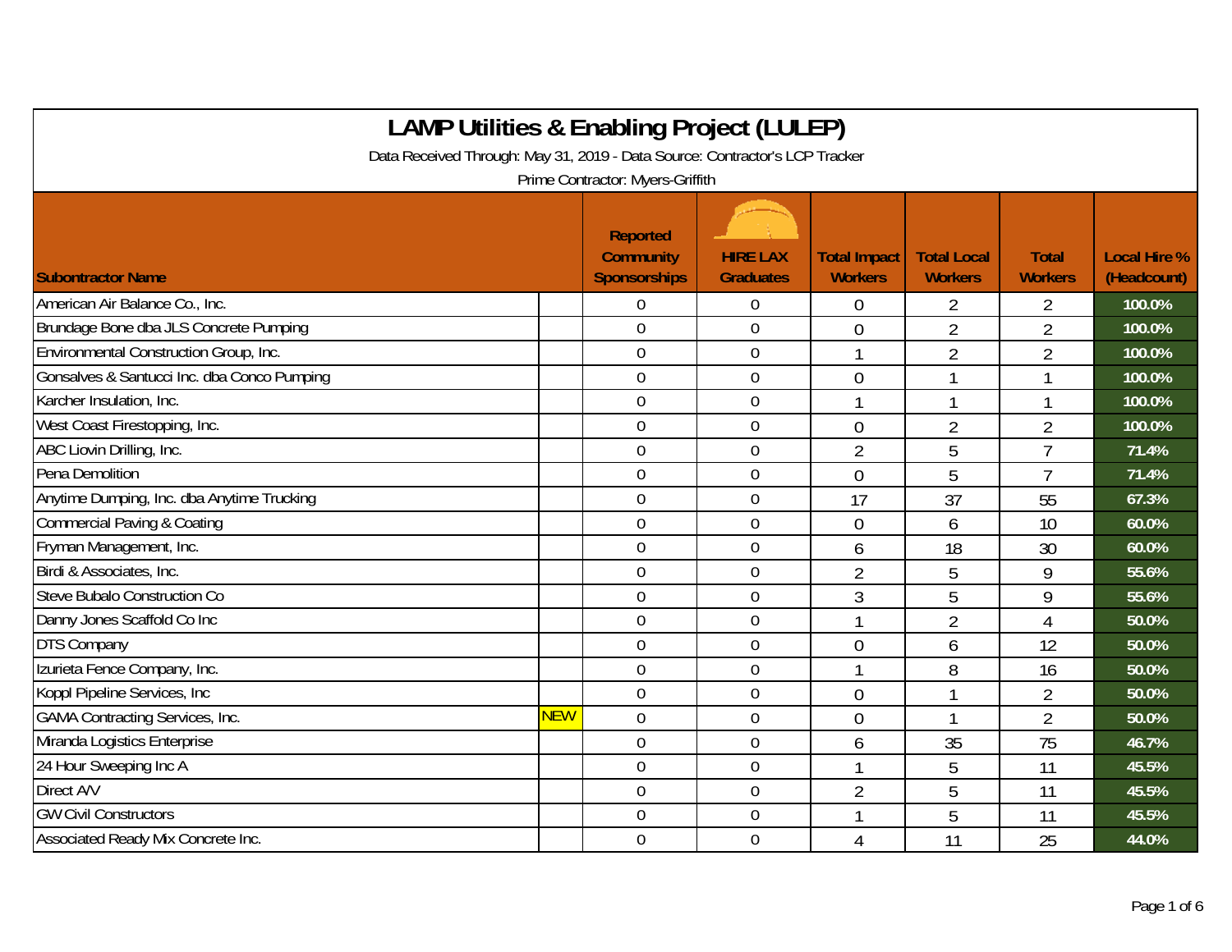# LAMP Utilities & Enabling Project (LULEP)

Data Received Through: May 31, 2019 - Data Source: Contractor's LCP Tracker

Prime Contractor: Myers-Griffith

| Subontractor Name | | Reported Community Sponsorships | HIRE LAX Graduates | Total Impact Workers | Total Local Workers | Total Workers | Local Hire % (Headcount) |
|---|---|---|---|---|---|---|---|
| American Air Balance Co., Inc. | | 0 | 0 | 0 | 2 | 2 | 100.0% |
| Brundage Bone dba JLS Concrete Pumping | | 0 | 0 | 0 | 2 | 2 | 100.0% |
| Environmental Construction Group, Inc. | | 0 | 0 | 1 | 2 | 2 | 100.0% |
| Gonsalves & Santucci Inc. dba Conco Pumping | | 0 | 0 | 0 | 1 | 1 | 100.0% |
| Karcher Insulation, Inc. | | 0 | 0 | 1 | 1 | 1 | 100.0% |
| West Coast Firestopping, Inc. | | 0 | 0 | 0 | 2 | 2 | 100.0% |
| ABC Liovin Drilling, Inc. | | 0 | 0 | 2 | 5 | 7 | 71.4% |
| Pena Demolition | | 0 | 0 | 0 | 5 | 7 | 71.4% |
| Anytime Dumping, Inc. dba Anytime Trucking | | 0 | 0 | 17 | 37 | 55 | 67.3% |
| Commercial Paving & Coating | | 0 | 0 | 0 | 6 | 10 | 60.0% |
| Fryman Management, Inc. | | 0 | 0 | 6 | 18 | 30 | 60.0% |
| Birdi & Associates, Inc. | | 0 | 0 | 2 | 5 | 9 | 55.6% |
| Steve Bubalo Construction Co | | 0 | 0 | 3 | 5 | 9 | 55.6% |
| Danny Jones Scaffold Co Inc | | 0 | 0 | 1 | 2 | 4 | 50.0% |
| DTS Company | | 0 | 0 | 0 | 6 | 12 | 50.0% |
| Izurieta Fence Company, Inc. | | 0 | 0 | 1 | 8 | 16 | 50.0% |
| Koppl Pipeline Services, Inc | | 0 | 0 | 0 | 1 | 2 | 50.0% |
| GAMA Contracting Services, Inc. | NEW | 0 | 0 | 0 | 1 | 2 | 50.0% |
| Miranda Logistics Enterprise | | 0 | 0 | 6 | 35 | 75 | 46.7% |
| 24 Hour Sweeping Inc A | | 0 | 0 | 1 | 5 | 11 | 45.5% |
| Direct A/V | | 0 | 0 | 2 | 5 | 11 | 45.5% |
| GW Civil Constructors | | 0 | 0 | 1 | 5 | 11 | 45.5% |
| Associated Ready Mix Concrete Inc. | | 0 | 0 | 4 | 11 | 25 | 44.0% |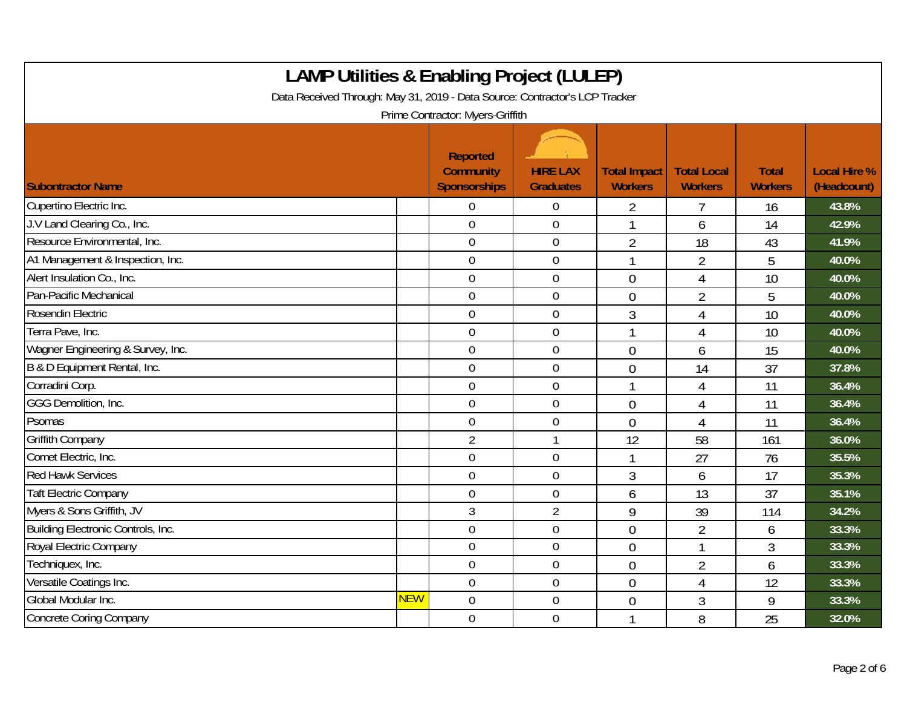# LAMP Utilities & Enabling Project (LULEP)

Data Received Through: May 31, 2019 - Data Source: Contractor's LCP Tracker

Prime Contractor: Myers-Griffith

| Subontractor Name | | Reported Community Sponsorships | HIRE LAX Graduates | Total Impact Workers | Total Local Workers | Total Workers | Local Hire % (Headcount) |
|---|---|---|---|---|---|---|---|
| Cupertino Electric Inc. | | 0 | 0 | 2 | 7 | 16 | 43.8% |
| J.V Land Clearing Co., Inc. | | 0 | 0 | 1 | 6 | 14 | 42.9% |
| Resource Environmental, Inc. | | 0 | 0 | 2 | 18 | 43 | 41.9% |
| A1 Management & Inspection, Inc. | | 0 | 0 | 1 | 2 | 5 | 40.0% |
| Alert Insulation Co., Inc. | | 0 | 0 | 0 | 4 | 10 | 40.0% |
| Pan-Pacific Mechanical | | 0 | 0 | 0 | 2 | 5 | 40.0% |
| Rosendin Electric | | 0 | 0 | 3 | 4 | 10 | 40.0% |
| Terra Pave, Inc. | | 0 | 0 | 1 | 4 | 10 | 40.0% |
| Wagner Engineering & Survey, Inc. | | 0 | 0 | 0 | 6 | 15 | 40.0% |
| B & D Equipment Rental, Inc. | | 0 | 0 | 0 | 14 | 37 | 37.8% |
| Corradini Corp. | | 0 | 0 | 1 | 4 | 11 | 36.4% |
| GGG Demolition, Inc. | | 0 | 0 | 0 | 4 | 11 | 36.4% |
| Psomas | | 0 | 0 | 0 | 4 | 11 | 36.4% |
| Griffith Company | | 2 | 1 | 12 | 58 | 161 | 36.0% |
| Comet Electric, Inc. | | 0 | 0 | 1 | 27 | 76 | 35.5% |
| Red Hawk Services | | 0 | 0 | 3 | 6 | 17 | 35.3% |
| Taft Electric Company | | 0 | 0 | 6 | 13 | 37 | 35.1% |
| Myers & Sons Griffith, JV | | 3 | 2 | 9 | 39 | 114 | 34.2% |
| Building Electronic Controls, Inc. | | 0 | 0 | 0 | 2 | 6 | 33.3% |
| Royal Electric Company | | 0 | 0 | 0 | 1 | 3 | 33.3% |
| Techniquex, Inc. | | 0 | 0 | 0 | 2 | 6 | 33.3% |
| Versatile Coatings Inc. | | 0 | 0 | 0 | 4 | 12 | 33.3% |
| Global Modular Inc. | NEW | 0 | 0 | 0 | 3 | 9 | 33.3% |
| Concrete Coring Company | | 0 | 0 | 1 | 8 | 25 | 32.0% |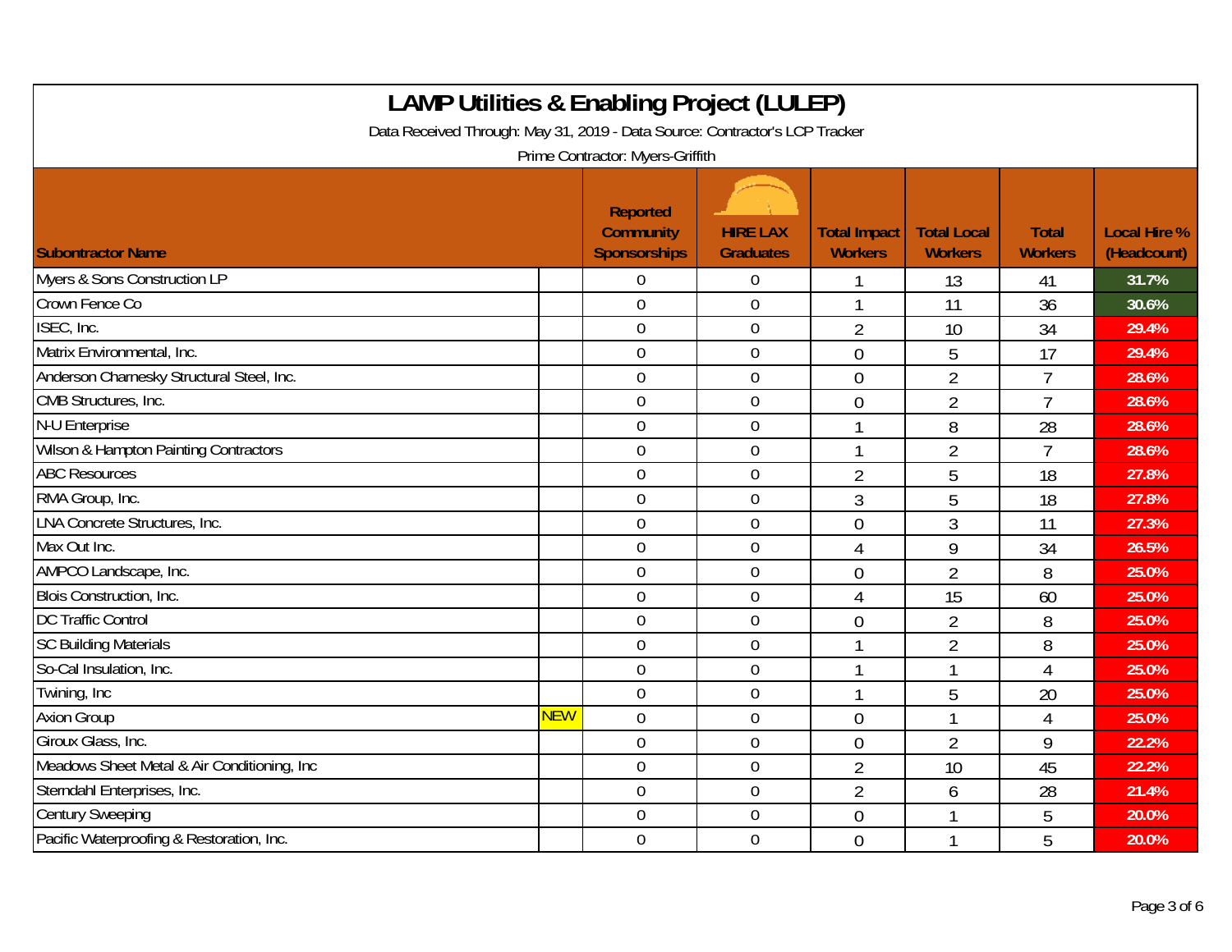# LAMP Utilities & Enabling Project (LULEP)

Data Received Through: May 31, 2019 - Data Source: Contractor's LCP Tracker

Prime Contractor: Myers-Griffith

| Subontractor Name | | Reported Community Sponsorships | HIRE LAX Graduates | Total Impact Workers | Total Local Workers | Total Workers | Local Hire % (Headcount) |
|---|---|---|---|---|---|---|---|
| Myers & Sons Construction LP | | 0 | 0 | 1 | 13 | 41 | 31.7% |
| Crown Fence Co | | 0 | 0 | 1 | 11 | 36 | 30.6% |
| ISEC, Inc. | | 0 | 0 | 2 | 10 | 34 | 29.4% |
| Matrix Environmental, Inc. | | 0 | 0 | 0 | 5 | 17 | 29.4% |
| Anderson Charnesky Structural Steel, Inc. | | 0 | 0 | 0 | 2 | 7 | 28.6% |
| CMB Structures, Inc. | | 0 | 0 | 0 | 2 | 7 | 28.6% |
| N-U Enterprise | | 0 | 0 | 1 | 8 | 28 | 28.6% |
| Wilson & Hampton Painting Contractors | | 0 | 0 | 1 | 2 | 7 | 28.6% |
| ABC Resources | | 0 | 0 | 2 | 5 | 18 | 27.8% |
| RMA Group, Inc. | | 0 | 0 | 3 | 5 | 18 | 27.8% |
| LNA Concrete Structures, Inc. | | 0 | 0 | 0 | 3 | 11 | 27.3% |
| Max Out Inc. | | 0 | 0 | 4 | 9 | 34 | 26.5% |
| AMPCO Landscape, Inc. | | 0 | 0 | 0 | 2 | 8 | 25.0% |
| Blois Construction, Inc. | | 0 | 0 | 4 | 15 | 60 | 25.0% |
| DC Traffic Control | | 0 | 0 | 0 | 2 | 8 | 25.0% |
| SC Building Materials | | 0 | 0 | 1 | 2 | 8 | 25.0% |
| So-Cal Insulation, Inc. | | 0 | 0 | 1 | 1 | 4 | 25.0% |
| Twining, Inc | | 0 | 0 | 1 | 5 | 20 | 25.0% |
| Axion Group | NEW | 0 | 0 | 0 | 1 | 4 | 25.0% |
| Giroux Glass, Inc. | | 0 | 0 | 0 | 2 | 9 | 22.2% |
| Meadows Sheet Metal & Air Conditioning, Inc | | 0 | 0 | 2 | 10 | 45 | 22.2% |
| Sterndahl Enterprises, Inc. | | 0 | 0 | 2 | 6 | 28 | 21.4% |
| Century Sweeping | | 0 | 0 | 0 | 1 | 5 | 20.0% |
| Pacific Waterproofing & Restoration, Inc. | | 0 | 0 | 0 | 1 | 5 | 20.0% |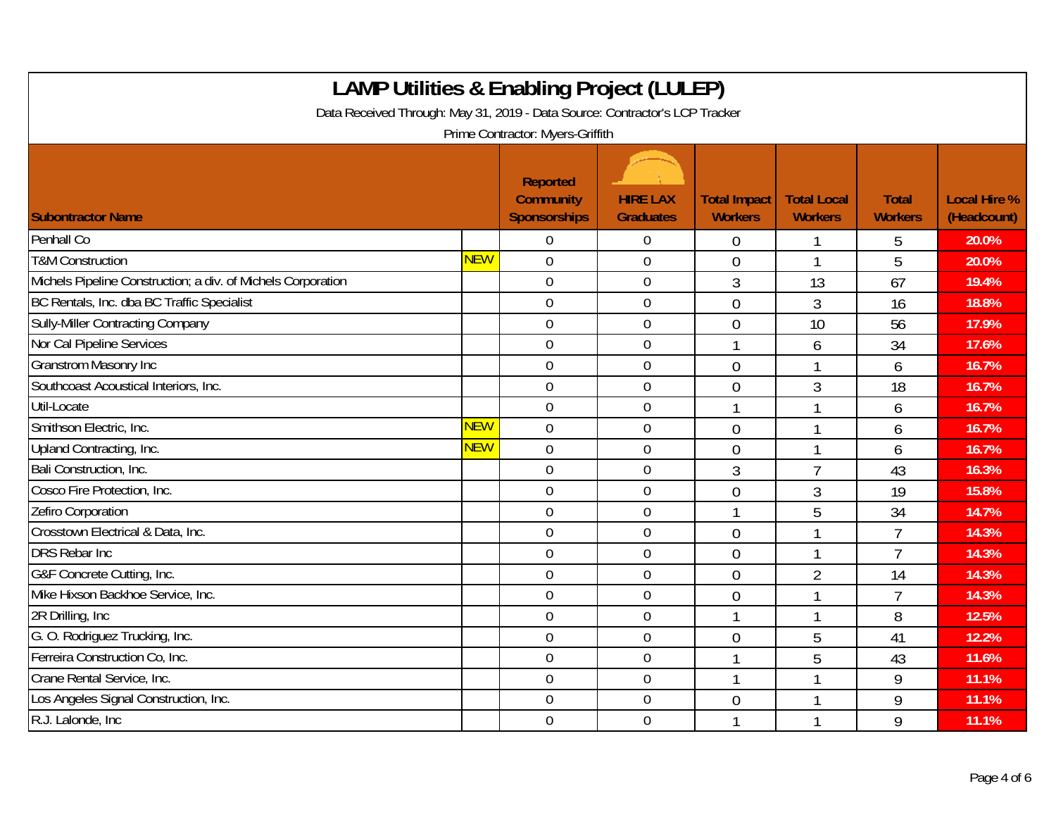# LAMP Utilities & Enabling Project (LULEP)

Data Received Through: May 31, 2019 - Data Source: Contractor's LCP Tracker

Prime Contractor: Myers-Griffith

| Subontractor Name | | Reported Community Sponsorships | HIRE LAX Graduates | Total Impact Workers | Total Local Workers | Total Workers | Local Hire % (Headcount) |
|---|---|---|---|---|---|---|---|
| Penhall Co | | 0 | 0 | 0 | 1 | 5 | 20.0% |
| T&M Construction | NEW | 0 | 0 | 0 | 1 | 5 | 20.0% |
| Michels Pipeline Construction; a div. of Michels Corporation | | 0 | 0 | 3 | 13 | 67 | 19.4% |
| BC Rentals, Inc. dba BC Traffic Specialist | | 0 | 0 | 0 | 3 | 16 | 18.8% |
| Sully-Miller Contracting Company | | 0 | 0 | 0 | 10 | 56 | 17.9% |
| Nor Cal Pipeline Services | | 0 | 0 | 1 | 6 | 34 | 17.6% |
| Granstrom Masonry Inc | | 0 | 0 | 0 | 1 | 6 | 16.7% |
| Southcoast Acoustical Interiors, Inc. | | 0 | 0 | 0 | 3 | 18 | 16.7% |
| Util-Locate | | 0 | 0 | 1 | 1 | 6 | 16.7% |
| Smithson Electric, Inc. | NEW | 0 | 0 | 0 | 1 | 6 | 16.7% |
| Upland Contracting, Inc. | NEW | 0 | 0 | 0 | 1 | 6 | 16.7% |
| Bali Construction, Inc. | | 0 | 0 | 3 | 7 | 43 | 16.3% |
| Cosco Fire Protection, Inc. | | 0 | 0 | 0 | 3 | 19 | 15.8% |
| Zefiro Corporation | | 0 | 0 | 1 | 5 | 34 | 14.7% |
| Crosstown Electrical & Data, Inc. | | 0 | 0 | 0 | 1 | 7 | 14.3% |
| DRS Rebar Inc | | 0 | 0 | 0 | 1 | 7 | 14.3% |
| G&F Concrete Cutting, Inc. | | 0 | 0 | 0 | 2 | 14 | 14.3% |
| Mike Hixson Backhoe Service, Inc. | | 0 | 0 | 0 | 1 | 7 | 14.3% |
| 2R Drilling, Inc | | 0 | 0 | 1 | 1 | 8 | 12.5% |
| G. O. Rodriguez Trucking, Inc. | | 0 | 0 | 0 | 5 | 41 | 12.2% |
| Ferreira Construction Co, Inc. | | 0 | 0 | 1 | 5 | 43 | 11.6% |
| Crane Rental Service, Inc. | | 0 | 0 | 1 | 1 | 9 | 11.1% |
| Los Angeles Signal Construction, Inc. | | 0 | 0 | 0 | 1 | 9 | 11.1% |
| R.J. Lalonde, Inc | | 0 | 0 | 1 | 1 | 9 | 11.1% |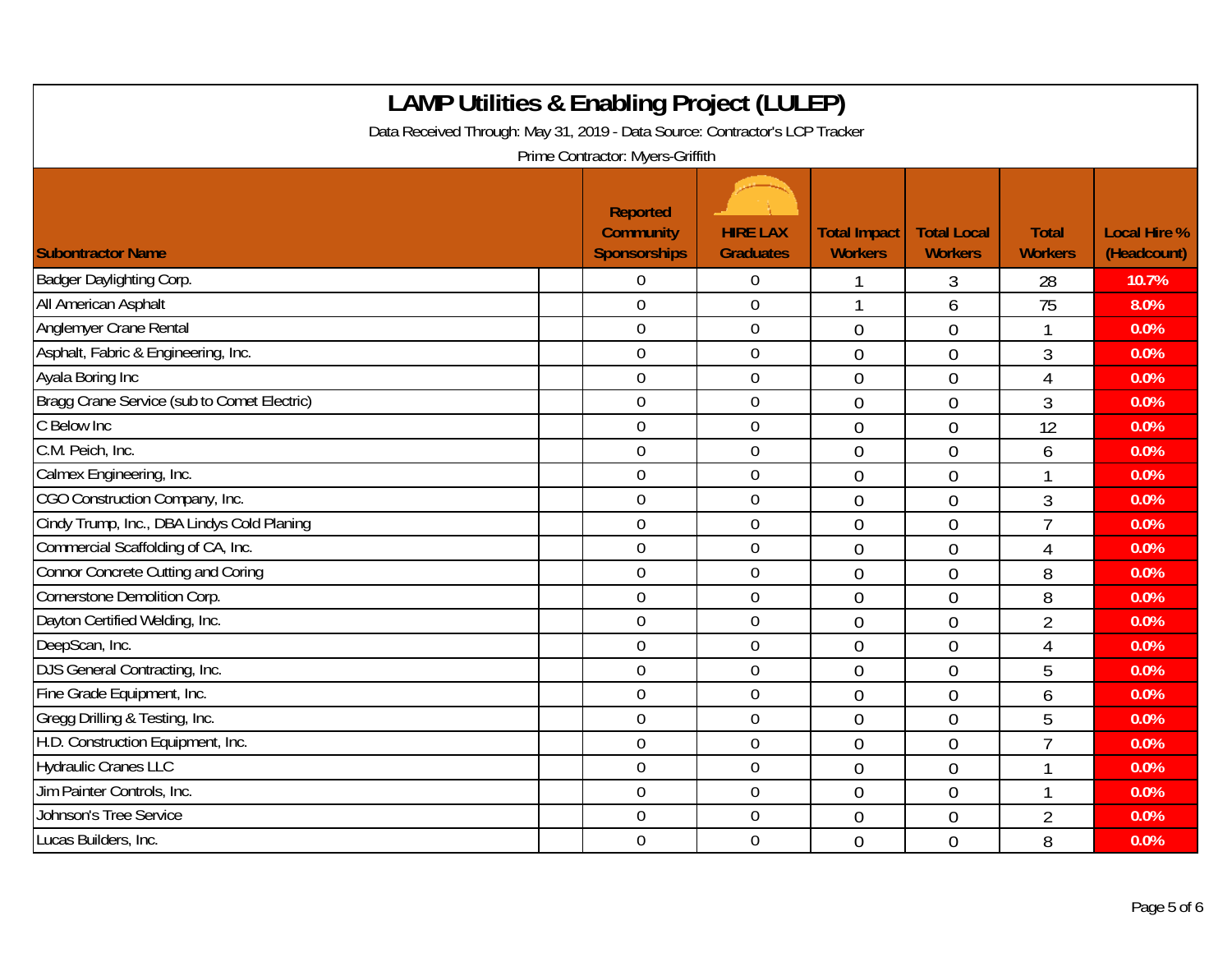# LAMP Utilities & Enabling Project (LULEP)

Data Received Through: May 31, 2019 - Data Source: Contractor's LCP Tracker

Prime Contractor: Myers-Griffith

| Subontractor Name | Reported Community Sponsorships | HIRE LAX Graduates | Total Impact Workers | Total Local Workers | Total Workers | Local Hire % (Headcount) |
|---|---|---|---|---|---|---|
| Badger Daylighting Corp. | 0 | 0 | 1 | 3 | 28 | 10.7% |
| All American Asphalt | 0 | 0 | 1 | 6 | 75 | 8.0% |
| Anglemyer Crane Rental | 0 | 0 | 0 | 0 | 1 | 0.0% |
| Asphalt, Fabric & Engineering, Inc. | 0 | 0 | 0 | 0 | 3 | 0.0% |
| Ayala Boring Inc | 0 | 0 | 0 | 0 | 4 | 0.0% |
| Bragg Crane Service (sub to Comet Electric) | 0 | 0 | 0 | 0 | 3 | 0.0% |
| C Below Inc | 0 | 0 | 0 | 0 | 12 | 0.0% |
| C.M. Peich, Inc. | 0 | 0 | 0 | 0 | 6 | 0.0% |
| Calmex Engineering, Inc. | 0 | 0 | 0 | 0 | 1 | 0.0% |
| CGO Construction Company, Inc. | 0 | 0 | 0 | 0 | 3 | 0.0% |
| Cindy Trump, Inc., DBA Lindys Cold Planing | 0 | 0 | 0 | 0 | 7 | 0.0% |
| Commercial Scaffolding of CA, Inc. | 0 | 0 | 0 | 0 | 4 | 0.0% |
| Connor Concrete Cutting and Coring | 0 | 0 | 0 | 0 | 8 | 0.0% |
| Cornerstone Demolition Corp. | 0 | 0 | 0 | 0 | 8 | 0.0% |
| Dayton Certified Welding, Inc. | 0 | 0 | 0 | 0 | 2 | 0.0% |
| DeepScan, Inc. | 0 | 0 | 0 | 0 | 4 | 0.0% |
| DJS General Contracting, Inc. | 0 | 0 | 0 | 0 | 5 | 0.0% |
| Fine Grade Equipment, Inc. | 0 | 0 | 0 | 0 | 6 | 0.0% |
| Gregg Drilling & Testing, Inc. | 0 | 0 | 0 | 0 | 5 | 0.0% |
| H.D. Construction Equipment, Inc. | 0 | 0 | 0 | 0 | 7 | 0.0% |
| Hydraulic Cranes LLC | 0 | 0 | 0 | 0 | 1 | 0.0% |
| Jim Painter Controls, Inc. | 0 | 0 | 0 | 0 | 1 | 0.0% |
| Johnson's Tree Service | 0 | 0 | 0 | 0 | 2 | 0.0% |
| Lucas Builders, Inc. | 0 | 0 | 0 | 0 | 8 | 0.0% |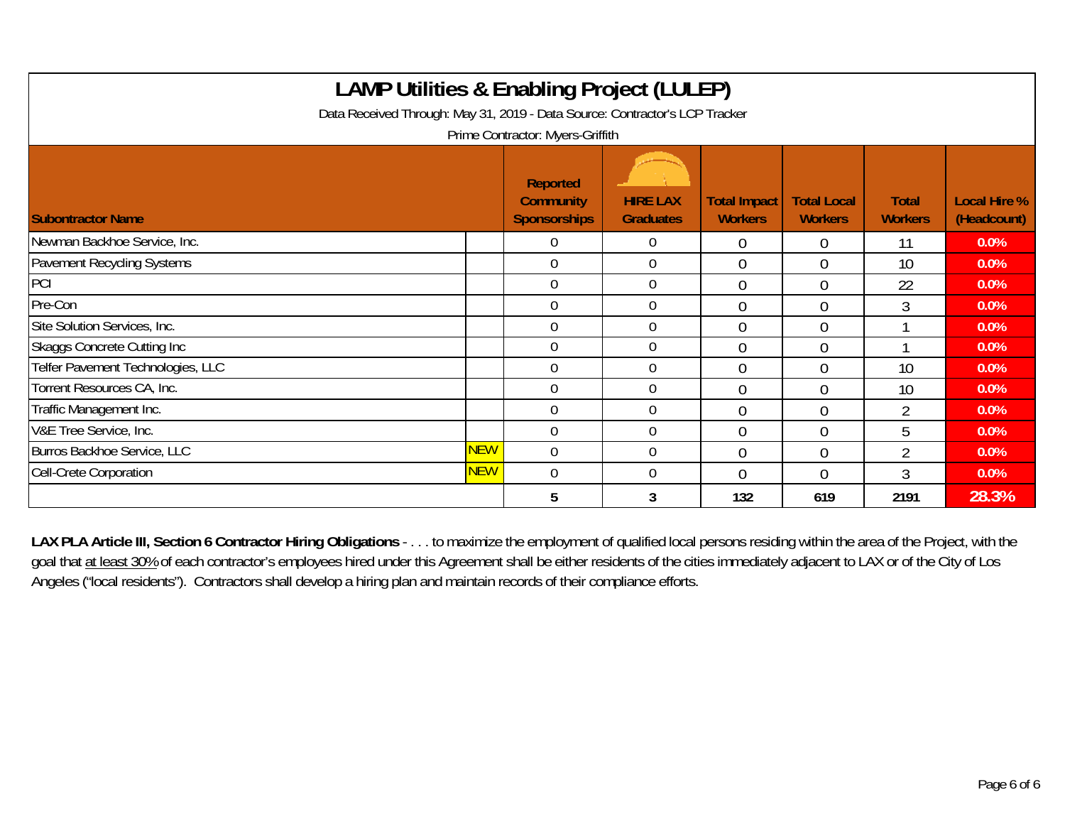# LAMP Utilities & Enabling Project (LULEP)

Data Received Through: May 31, 2019 - Data Source: Contractor's LCP Tracker

Prime Contractor: Myers-Griffith

| Subontractor Name | | Reported Community Sponsorships | HIRE LAX Graduates | Total Impact Workers | Total Local Workers | Total Workers | Local Hire % (Headcount) |
|---|---|---|---|---|---|---|---|
| Newman Backhoe Service, Inc. | | 0 | 0 | 0 | 0 | 11 | 0.0% |
| Pavement Recycling Systems | | 0 | 0 | 0 | 0 | 10 | 0.0% |
| PCI | | 0 | 0 | 0 | 0 | 22 | 0.0% |
| Pre-Con | | 0 | 0 | 0 | 0 | 3 | 0.0% |
| Site Solution Services, Inc. | | 0 | 0 | 0 | 0 | 1 | 0.0% |
| Skaggs Concrete Cutting Inc | | 0 | 0 | 0 | 0 | 1 | 0.0% |
| Telfer Pavement Technologies, LLC | | 0 | 0 | 0 | 0 | 10 | 0.0% |
| Torrent Resources CA, Inc. | | 0 | 0 | 0 | 0 | 10 | 0.0% |
| Traffic Management Inc. | | 0 | 0 | 0 | 0 | 2 | 0.0% |
| V&E Tree Service, Inc. | | 0 | 0 | 0 | 0 | 5 | 0.0% |
| Burros Backhoe Service, LLC | NEW | 0 | 0 | 0 | 0 | 2 | 0.0% |
| Cell-Crete Corporation | NEW | 0 | 0 | 0 | 0 | 3 | 0.0% |
| | | **5** | **3** | **132** | **619** | **2191** | **28.3%** |

**LAX PLA Article III, Section 6 Contractor Hiring Obligations** - . . . to maximize the employment of qualified local persons residing within the area of the Project, with the goal that at least 30% of each contractor's employees hired under this Agreement shall be either residents of the cities immediately adjacent to LAX or of the City of Los Angeles ("local residents"). Contractors shall develop a hiring plan and maintain records of their compliance efforts.